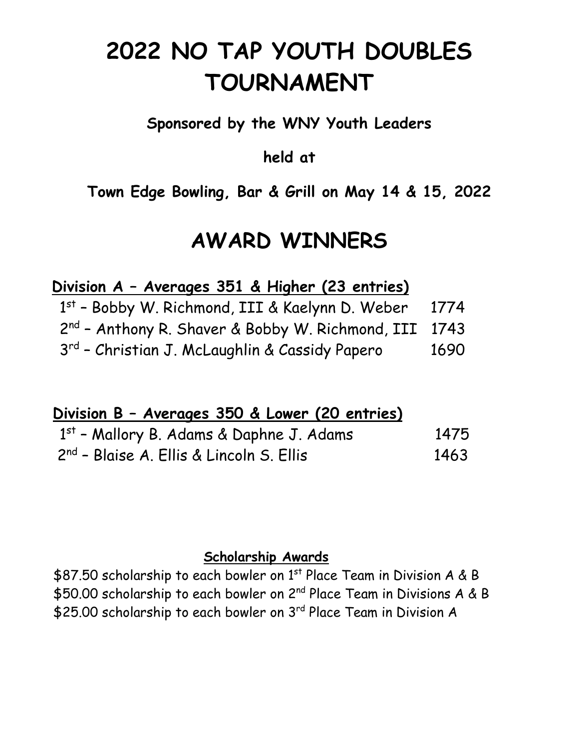# 2022 NO TAP YOUTH DOUBLES TOURNAMENT

**Sponsored by the WNY Youth Leaders**

**held at**

**Town Edge Bowling, Bar & Grill on May 14 & 15, 2022**

## AWARD WINNERS

**Division A – Averages 351 & Higher (23 entries)**

| Place | Team | Score |
|---|---|---|
| 1st | Bobby W. Richmond, III & Kaelynn D. Weber | 1774 |
| 2nd | Anthony R. Shaver & Bobby W. Richmond, III | 1743 |
| 3rd | Christian J. McLaughlin & Cassidy Papero | 1690 |

**Division B – Averages 350 & Lower (20 entries)**

| Place | Team | Score |
|---|---|---|
| 1st | Mallory B. Adams & Daphne J. Adams | 1475 |
| 2nd | Blaise A. Ellis & Lincoln S. Ellis | 1463 |

**Scholarship Awards**

$87.50 scholarship to each bowler on 1st Place Team in Division A & B
$50.00 scholarship to each bowler on 2nd Place Team in Divisions A & B
$25.00 scholarship to each bowler on 3rd Place Team in Division A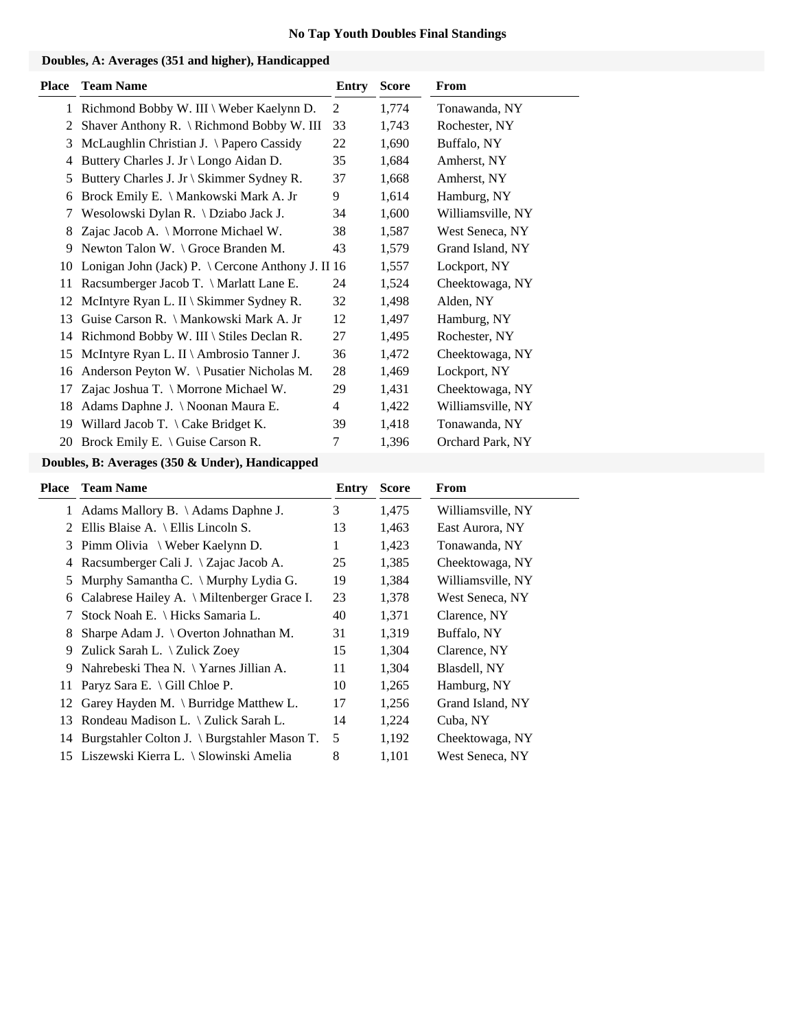# No Tap Youth Doubles Final Standings

## Doubles, A: Averages (351 and higher), Handicapped

| Place | Team Name | Entry | Score | From |
|---|---|---|---|---|
| 1 | Richmond Bobby W. III \ Weber Kaelynn D. | 2 | 1,774 | Tonawanda, NY |
| 2 | Shaver Anthony R. \ Richmond Bobby W. III | 33 | 1,743 | Rochester, NY |
| 3 | McLaughlin Christian J. \ Papero Cassidy | 22 | 1,690 | Buffalo, NY |
| 4 | Buttery Charles J. Jr \ Longo Aidan D. | 35 | 1,684 | Amherst, NY |
| 5 | Buttery Charles J. Jr \ Skimmer Sydney R. | 37 | 1,668 | Amherst, NY |
| 6 | Brock Emily E. \ Mankowski Mark A. Jr | 9 | 1,614 | Hamburg, NY |
| 7 | Wesolowski Dylan R. \ Dziabo Jack J. | 34 | 1,600 | Williamsville, NY |
| 8 | Zajac Jacob A. \ Morrone Michael W. | 38 | 1,587 | West Seneca, NY |
| 9 | Newton Talon W. \ Groce Branden M. | 43 | 1,579 | Grand Island, NY |
| 10 | Lonigan John (Jack) P. \ Cercone Anthony J. II | 16 | 1,557 | Lockport, NY |
| 11 | Racsumberger Jacob T. \ Marlatt Lane E. | 24 | 1,524 | Cheektowaga, NY |
| 12 | McIntyre Ryan L. II \ Skimmer Sydney R. | 32 | 1,498 | Alden, NY |
| 13 | Guise Carson R. \ Mankowski Mark A. Jr | 12 | 1,497 | Hamburg, NY |
| 14 | Richmond Bobby W. III \ Stiles Declan R. | 27 | 1,495 | Rochester, NY |
| 15 | McIntyre Ryan L. II \ Ambrosio Tanner J. | 36 | 1,472 | Cheektowaga, NY |
| 16 | Anderson Peyton W. \ Pusatier Nicholas M. | 28 | 1,469 | Lockport, NY |
| 17 | Zajac Joshua T. \ Morrone Michael W. | 29 | 1,431 | Cheektowaga, NY |
| 18 | Adams Daphne J. \ Noonan Maura E. | 4 | 1,422 | Williamsville, NY |
| 19 | Willard Jacob T. \ Cake Bridget K. | 39 | 1,418 | Tonawanda, NY |
| 20 | Brock Emily E. \ Guise Carson R. | 7 | 1,396 | Orchard Park, NY |

## Doubles, B: Averages (350 & Under), Handicapped

| Place | Team Name | Entry | Score | From |
|---|---|---|---|---|
| 1 | Adams Mallory B. \ Adams Daphne J. | 3 | 1,475 | Williamsville, NY |
| 2 | Ellis Blaise A. \ Ellis Lincoln S. | 13 | 1,463 | East Aurora, NY |
| 3 | Pimm Olivia \ Weber Kaelynn D. | 1 | 1,423 | Tonawanda, NY |
| 4 | Racsumberger Cali J. \ Zajac Jacob A. | 25 | 1,385 | Cheektowaga, NY |
| 5 | Murphy Samantha C. \ Murphy Lydia G. | 19 | 1,384 | Williamsville, NY |
| 6 | Calabrese Hailey A. \ Miltenberger Grace I. | 23 | 1,378 | West Seneca, NY |
| 7 | Stock Noah E. \ Hicks Samaria L. | 40 | 1,371 | Clarence, NY |
| 8 | Sharpe Adam J. \ Overton Johnathan M. | 31 | 1,319 | Buffalo, NY |
| 9 | Zulick Sarah L. \ Zulick Zoey | 15 | 1,304 | Clarence, NY |
| 9 | Nahrebeski Thea N. \ Yarnes Jillian A. | 11 | 1,304 | Blasdell, NY |
| 11 | Paryz Sara E. \ Gill Chloe P. | 10 | 1,265 | Hamburg, NY |
| 12 | Garey Hayden M. \ Burridge Matthew L. | 17 | 1,256 | Grand Island, NY |
| 13 | Rondeau Madison L. \ Zulick Sarah L. | 14 | 1,224 | Cuba, NY |
| 14 | Burgstahler Colton J. \ Burgstahler Mason T. | 5 | 1,192 | Cheektowaga, NY |
| 15 | Liszewski Kierra L. \ Slowinski Amelia | 8 | 1,101 | West Seneca, NY |